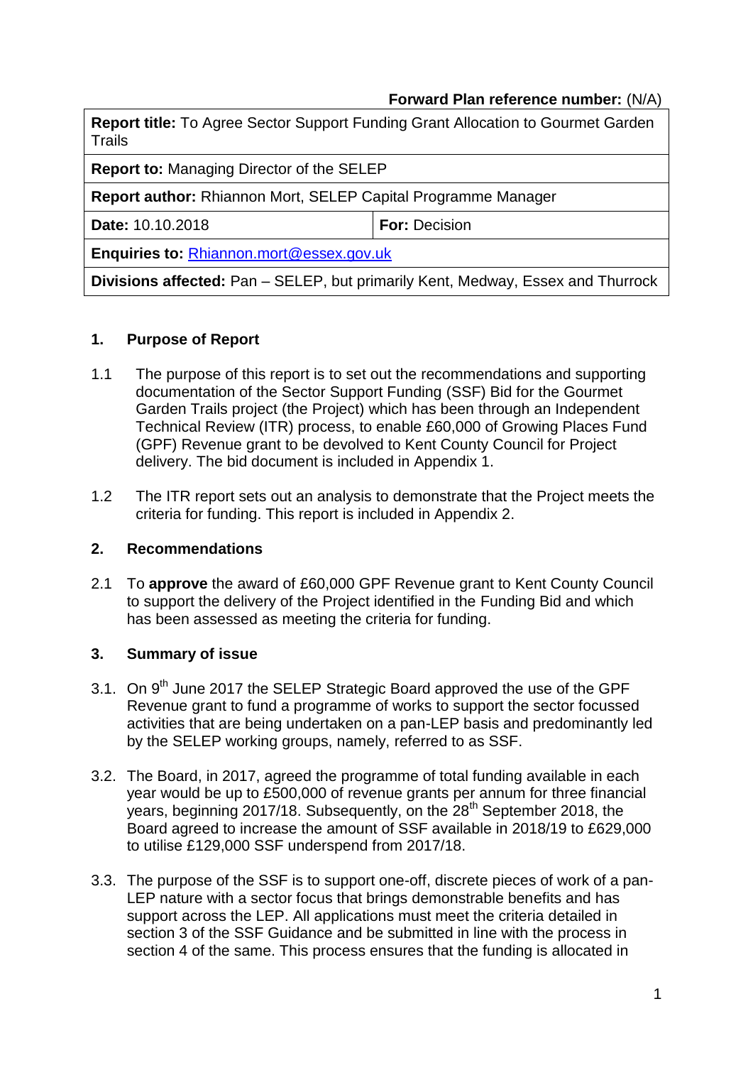**Forward Plan reference number:** (N/A)

| **Report title:** To Agree Sector Support Funding Grant Allocation to Gourmet Garden Trails | |
|---|---|
| **Report to:** Managing Director of the SELEP | |
| **Report author:** Rhiannon Mort, SELEP Capital Programme Manager | |
| **Date:** 10.10.2018 | **For:** Decision |
| **Enquiries to:** Rhiannon.mort@essex.gov.uk | |
| **Divisions affected:** Pan – SELEP, but primarily Kent, Medway, Essex and Thurrock | |

## 1. Purpose of Report

1.1 The purpose of this report is to set out the recommendations and supporting documentation of the Sector Support Funding (SSF) Bid for the Gourmet Garden Trails project (the Project) which has been through an Independent Technical Review (ITR) process, to enable £60,000 of Growing Places Fund (GPF) Revenue grant to be devolved to Kent County Council for Project delivery. The bid document is included in Appendix 1.

1.2 The ITR report sets out an analysis to demonstrate that the Project meets the criteria for funding. This report is included in Appendix 2.

## 2. Recommendations

2.1 To **approve** the award of £60,000 GPF Revenue grant to Kent County Council to support the delivery of the Project identified in the Funding Bid and which has been assessed as meeting the criteria for funding.

## 3. Summary of issue

3.1. On 9th June 2017 the SELEP Strategic Board approved the use of the GPF Revenue grant to fund a programme of works to support the sector focussed activities that are being undertaken on a pan-LEP basis and predominantly led by the SELEP working groups, namely, referred to as SSF.

3.2. The Board, in 2017, agreed the programme of total funding available in each year would be up to £500,000 of revenue grants per annum for three financial years, beginning 2017/18. Subsequently, on the 28th September 2018, the Board agreed to increase the amount of SSF available in 2018/19 to £629,000 to utilise £129,000 SSF underspend from 2017/18.

3.3. The purpose of the SSF is to support one-off, discrete pieces of work of a pan-LEP nature with a sector focus that brings demonstrable benefits and has support across the LEP. All applications must meet the criteria detailed in section 3 of the SSF Guidance and be submitted in line with the process in section 4 of the same. This process ensures that the funding is allocated in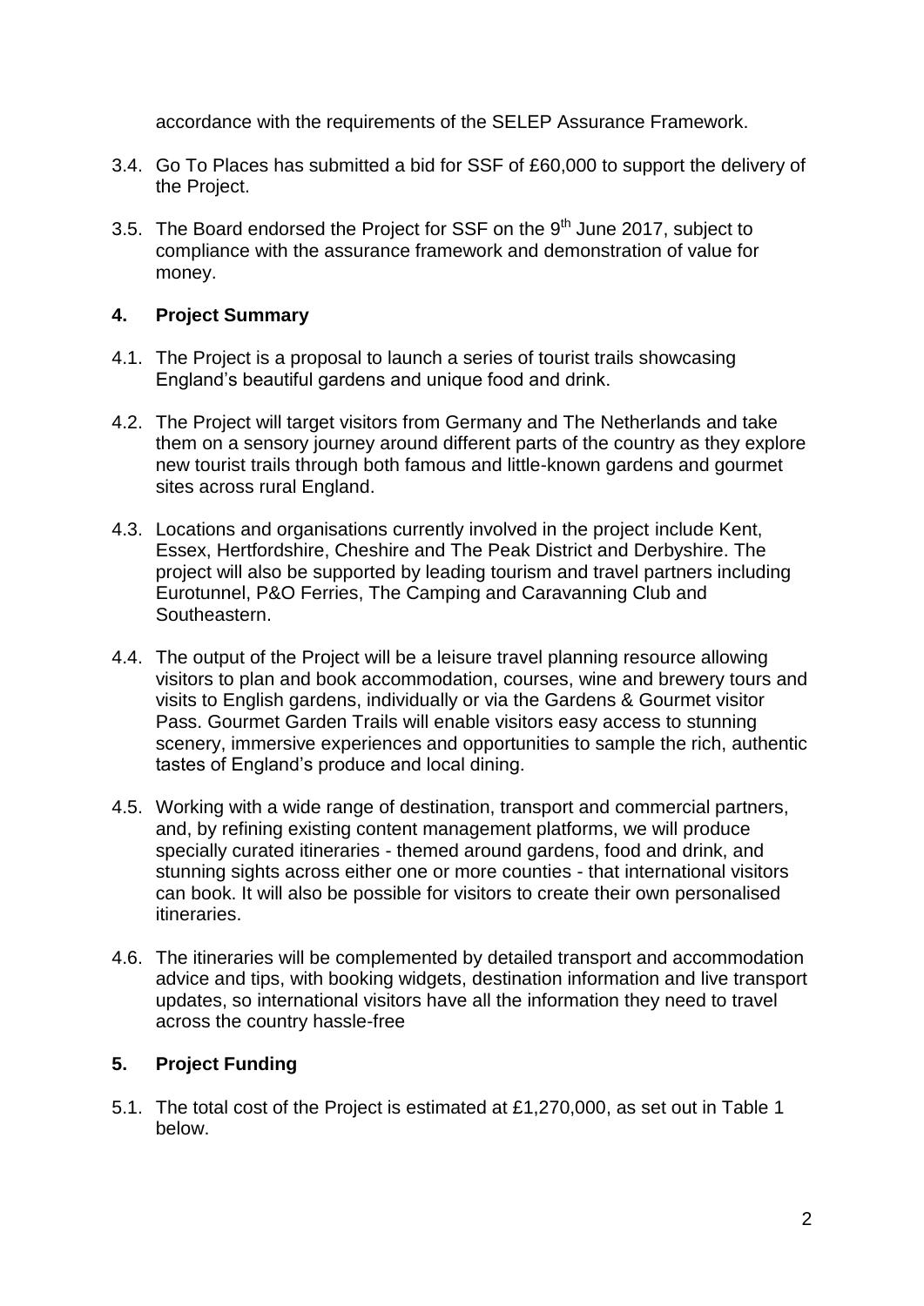accordance with the requirements of the SELEP Assurance Framework.

3.4. Go To Places has submitted a bid for SSF of £60,000 to support the delivery of the Project.

3.5. The Board endorsed the Project for SSF on the 9th June 2017, subject to compliance with the assurance framework and demonstration of value for money.

## 4. Project Summary

4.1. The Project is a proposal to launch a series of tourist trails showcasing England's beautiful gardens and unique food and drink.

4.2. The Project will target visitors from Germany and The Netherlands and take them on a sensory journey around different parts of the country as they explore new tourist trails through both famous and little-known gardens and gourmet sites across rural England.

4.3. Locations and organisations currently involved in the project include Kent, Essex, Hertfordshire, Cheshire and The Peak District and Derbyshire. The project will also be supported by leading tourism and travel partners including Eurotunnel, P&O Ferries, The Camping and Caravanning Club and Southeastern.

4.4. The output of the Project will be a leisure travel planning resource allowing visitors to plan and book accommodation, courses, wine and brewery tours and visits to English gardens, individually or via the Gardens & Gourmet visitor Pass. Gourmet Garden Trails will enable visitors easy access to stunning scenery, immersive experiences and opportunities to sample the rich, authentic tastes of England's produce and local dining.

4.5. Working with a wide range of destination, transport and commercial partners, and, by refining existing content management platforms, we will produce specially curated itineraries - themed around gardens, food and drink, and stunning sights across either one or more counties - that international visitors can book. It will also be possible for visitors to create their own personalised itineraries.

4.6. The itineraries will be complemented by detailed transport and accommodation advice and tips, with booking widgets, destination information and live transport updates, so international visitors have all the information they need to travel across the country hassle-free

## 5. Project Funding

5.1. The total cost of the Project is estimated at £1,270,000, as set out in Table 1 below.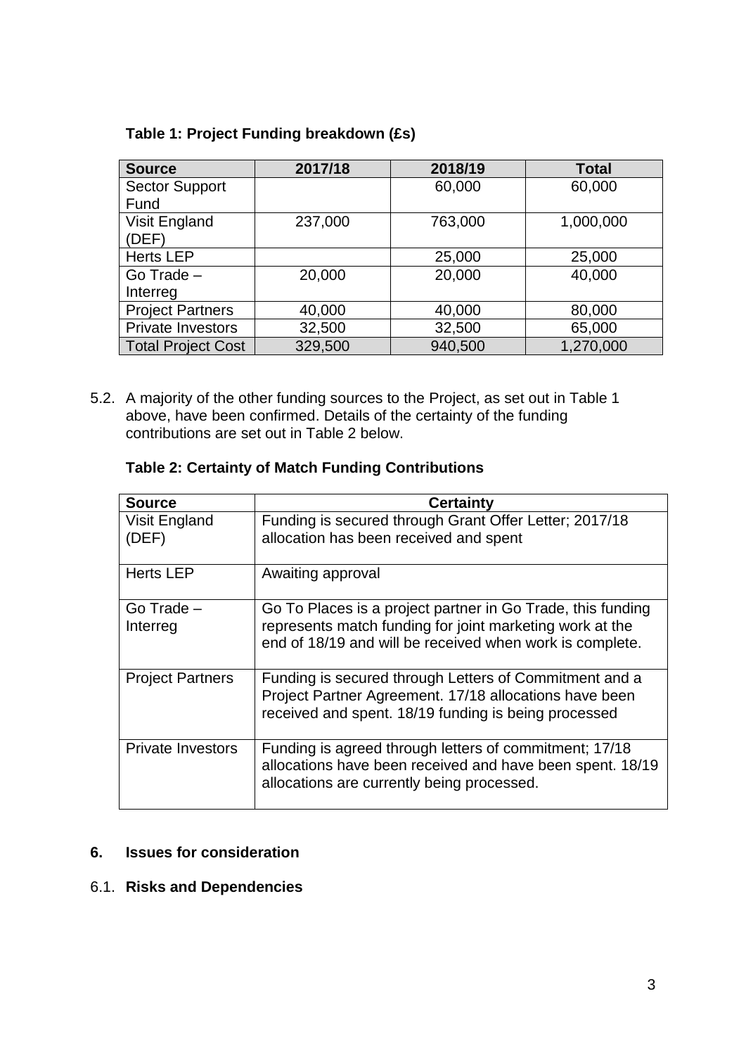**Table 1: Project Funding breakdown (£s)**

| Source | 2017/18 | 2018/19 | Total |
|---|---|---|---|
| Sector Support Fund | | 60,000 | 60,000 |
| Visit England (DEF) | 237,000 | 763,000 | 1,000,000 |
| Herts LEP | | 25,000 | 25,000 |
| Go Trade – Interreg | 20,000 | 20,000 | 40,000 |
| Project Partners | 40,000 | 40,000 | 80,000 |
| Private Investors | 32,500 | 32,500 | 65,000 |
| Total Project Cost | 329,500 | 940,500 | 1,270,000 |

5.2. A majority of the other funding sources to the Project, as set out in Table 1 above, have been confirmed. Details of the certainty of the funding contributions are set out in Table 2 below.

**Table 2: Certainty of Match Funding Contributions**

| Source | Certainty |
|---|---|
| Visit England (DEF) | Funding is secured through Grant Offer Letter; 2017/18 allocation has been received and spent |
| Herts LEP | Awaiting approval |
| Go Trade – Interreg | Go To Places is a project partner in Go Trade, this funding represents match funding for joint marketing work at the end of 18/19 and will be received when work is complete. |
| Project Partners | Funding is secured through Letters of Commitment and a Project Partner Agreement. 17/18 allocations have been received and spent. 18/19 funding is being processed |
| Private Investors | Funding is agreed through letters of commitment; 17/18 allocations have been received and have been spent. 18/19 allocations are currently being processed. |

## 6. Issues for consideration

### 6.1. Risks and Dependencies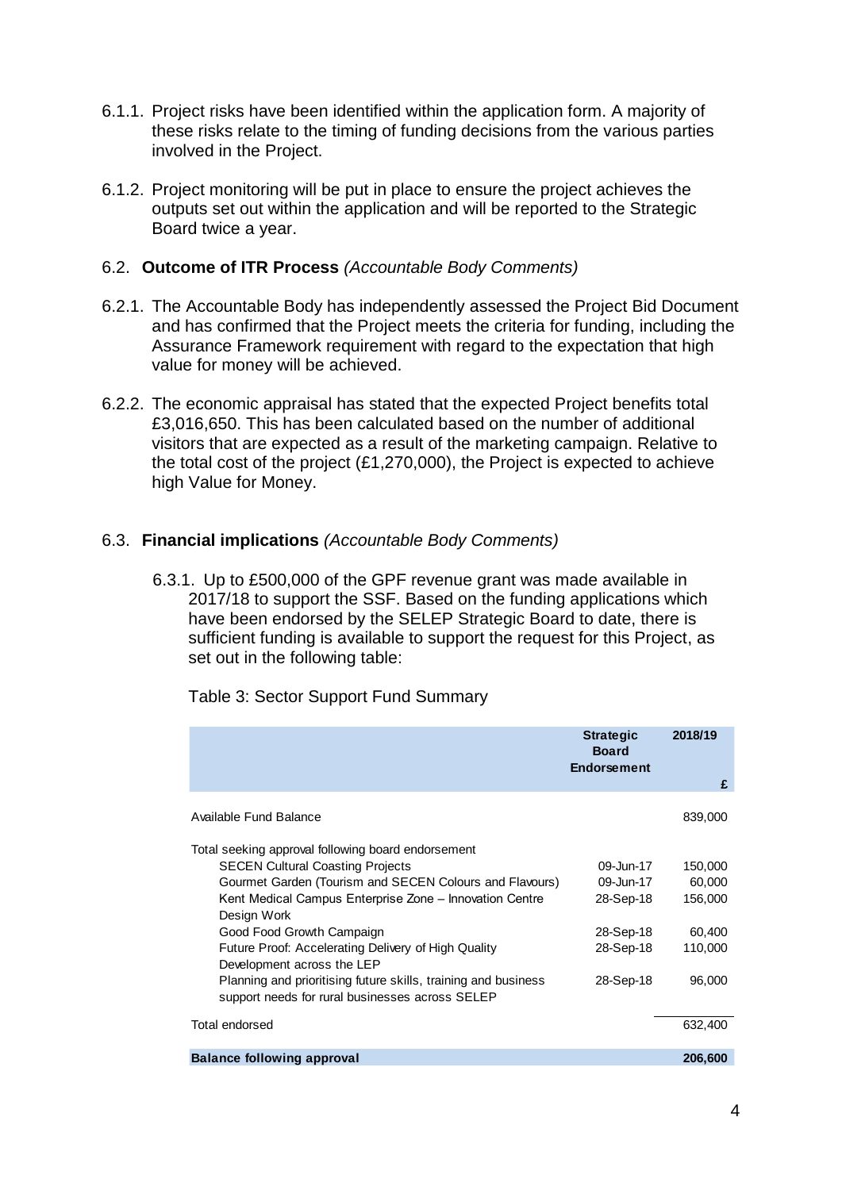6.1.1. Project risks have been identified within the application form. A majority of these risks relate to the timing of funding decisions from the various parties involved in the Project.

6.1.2. Project monitoring will be put in place to ensure the project achieves the outputs set out within the application and will be reported to the Strategic Board twice a year.

### 6.2. **Outcome of ITR Process** *(Accountable Body Comments)*

6.2.1. The Accountable Body has independently assessed the Project Bid Document and has confirmed that the Project meets the criteria for funding, including the Assurance Framework requirement with regard to the expectation that high value for money will be achieved.

6.2.2. The economic appraisal has stated that the expected Project benefits total £3,016,650. This has been calculated based on the number of additional visitors that are expected as a result of the marketing campaign. Relative to the total cost of the project (£1,270,000), the Project is expected to achieve high Value for Money.

### 6.3. **Financial implications** *(Accountable Body Comments)*

6.3.1. Up to £500,000 of the GPF revenue grant was made available in 2017/18 to support the SSF. Based on the funding applications which have been endorsed by the SELEP Strategic Board to date, there is sufficient funding is available to support the request for this Project, as set out in the following table:

Table 3: Sector Support Fund Summary

| | Strategic Board Endorsement | 2018/19 £ |
|---|---|---|
| Available Fund Balance | | 839,000 |
| Total seeking approval following board endorsement | | |
| SECEN Cultural Coasting Projects | 09-Jun-17 | 150,000 |
| Gourmet Garden (Tourism and SECEN Colours and Flavours) | 09-Jun-17 | 60,000 |
| Kent Medical Campus Enterprise Zone – Innovation Centre Design Work | 28-Sep-18 | 156,000 |
| Good Food Growth Campaign | 28-Sep-18 | 60,400 |
| Future Proof: Accelerating Delivery of High Quality Development across the LEP | 28-Sep-18 | 110,000 |
| Planning and prioritising future skills, training and business support needs for rural businesses across SELEP | 28-Sep-18 | 96,000 |
| Total endorsed | | 632,400 |
| **Balance following approval** | | **206,600** |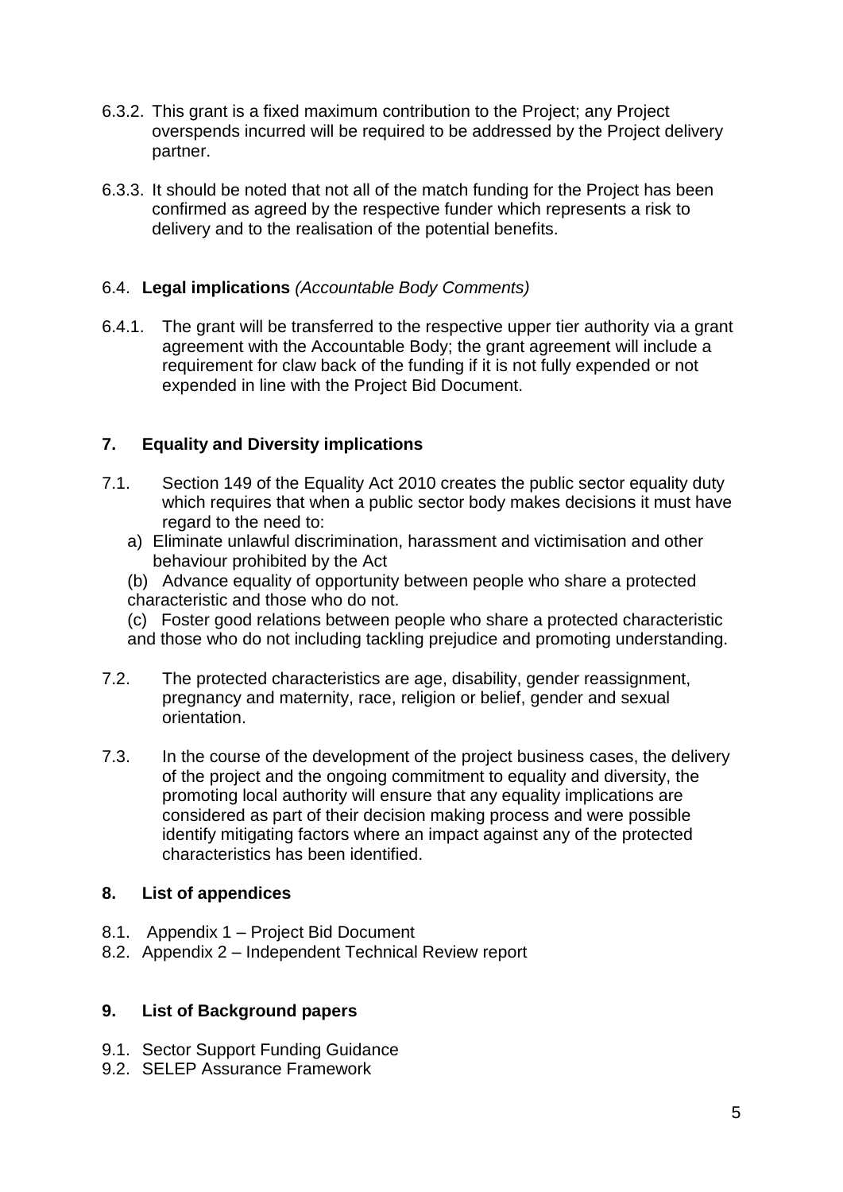6.3.2. This grant is a fixed maximum contribution to the Project; any Project overspends incurred will be required to be addressed by the Project delivery partner.

6.3.3. It should be noted that not all of the match funding for the Project has been confirmed as agreed by the respective funder which represents a risk to delivery and to the realisation of the potential benefits.

6.4. **Legal implications** *(Accountable Body Comments)*

6.4.1. The grant will be transferred to the respective upper tier authority via a grant agreement with the Accountable Body; the grant agreement will include a requirement for claw back of the funding if it is not fully expended or not expended in line with the Project Bid Document.

## 7. Equality and Diversity implications

7.1. Section 149 of the Equality Act 2010 creates the public sector equality duty which requires that when a public sector body makes decisions it must have regard to the need to:

a) Eliminate unlawful discrimination, harassment and victimisation and other behaviour prohibited by the Act

(b) Advance equality of opportunity between people who share a protected characteristic and those who do not.

(c) Foster good relations between people who share a protected characteristic and those who do not including tackling prejudice and promoting understanding.

7.2. The protected characteristics are age, disability, gender reassignment, pregnancy and maternity, race, religion or belief, gender and sexual orientation.

7.3. In the course of the development of the project business cases, the delivery of the project and the ongoing commitment to equality and diversity, the promoting local authority will ensure that any equality implications are considered as part of their decision making process and were possible identify mitigating factors where an impact against any of the protected characteristics has been identified.

## 8. List of appendices

8.1. Appendix 1 – Project Bid Document

8.2. Appendix 2 – Independent Technical Review report

## 9. List of Background papers

9.1. Sector Support Funding Guidance

9.2. SELEP Assurance Framework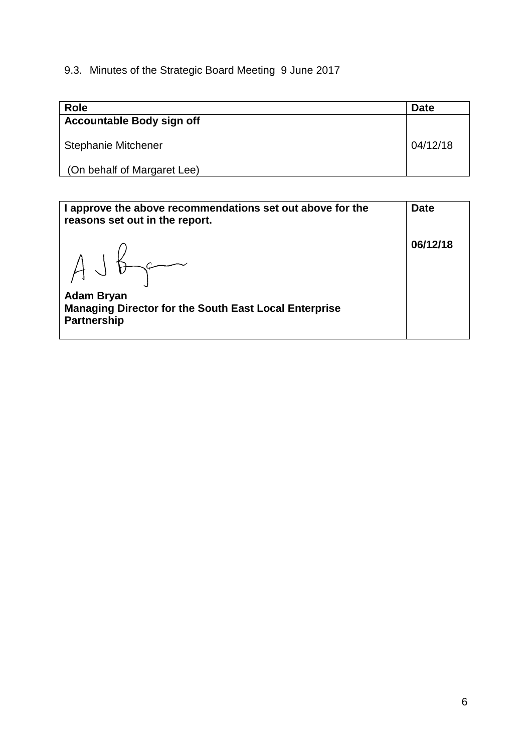9.3. Minutes of the Strategic Board Meeting 9 June 2017

| Role | Date |
|---|---|
| **Accountable Body sign off**<br><br>Stephanie Mitchener<br><br>(On behalf of Margaret Lee) | 04/12/18 |

| I approve the above recommendations set out above for the reasons set out in the report. | Date |
|---|---|
| **Adam Bryan**<br>**Managing Director for the South East Local Enterprise Partnership** | **06/12/18** |